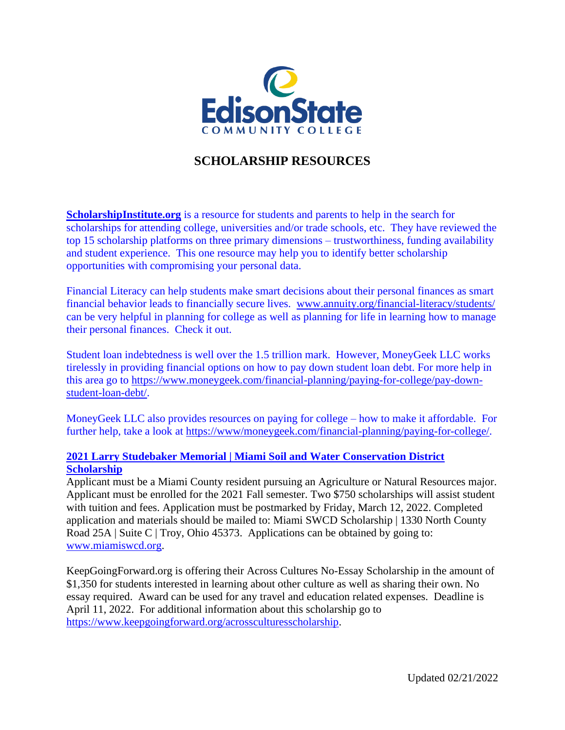EdisonState
COMMUNITY COLLEGE

# SCHOLARSHIP RESOURCES

**ScholarshipInstitute.org** is a resource for students and parents to help in the search for scholarships for attending college, universities and/or trade schools, etc. They have reviewed the top 15 scholarship platforms on three primary dimensions – trustworthiness, funding availability and student experience. This one resource may help you to identify better scholarship opportunities with compromising your personal data.

Financial Literacy can help students make smart decisions about their personal finances as smart financial behavior leads to financially secure lives. www.annuity.org/financial-literacy/students/ can be very helpful in planning for college as well as planning for life in learning how to manage their personal finances. Check it out.

Student loan indebtedness is well over the 1.5 trillion mark. However, MoneyGeek LLC works tirelessly in providing financial options on how to pay down student loan debt. For more help in this area go to https://www.moneygeek.com/financial-planning/paying-for-college/pay-down-student-loan-debt/.

MoneyGeek LLC also provides resources on paying for college – how to make it affordable. For further help, take a look at https://www/moneygeek.com/financial-planning/paying-for-college/.

**2021 Larry Studebaker Memorial | Miami Soil and Water Conservation District Scholarship**

Applicant must be a Miami County resident pursuing an Agriculture or Natural Resources major. Applicant must be enrolled for the 2021 Fall semester. Two $750 scholarships will assist student with tuition and fees. Application must be postmarked by Friday, March 12, 2022. Completed application and materials should be mailed to: Miami SWCD Scholarship | 1330 North County Road 25A | Suite C | Troy, Ohio 45373. Applications can be obtained by going to: www.miamiswcd.org.

KeepGoingForward.org is offering their Across Cultures No-Essay Scholarship in the amount of $1,350 for students interested in learning about other culture as well as sharing their own. No essay required. Award can be used for any travel and education related expenses. Deadline is April 11, 2022. For additional information about this scholarship go to https://www.keepgoingforward.org/acrossculturesscholarship.

Updated 02/21/2022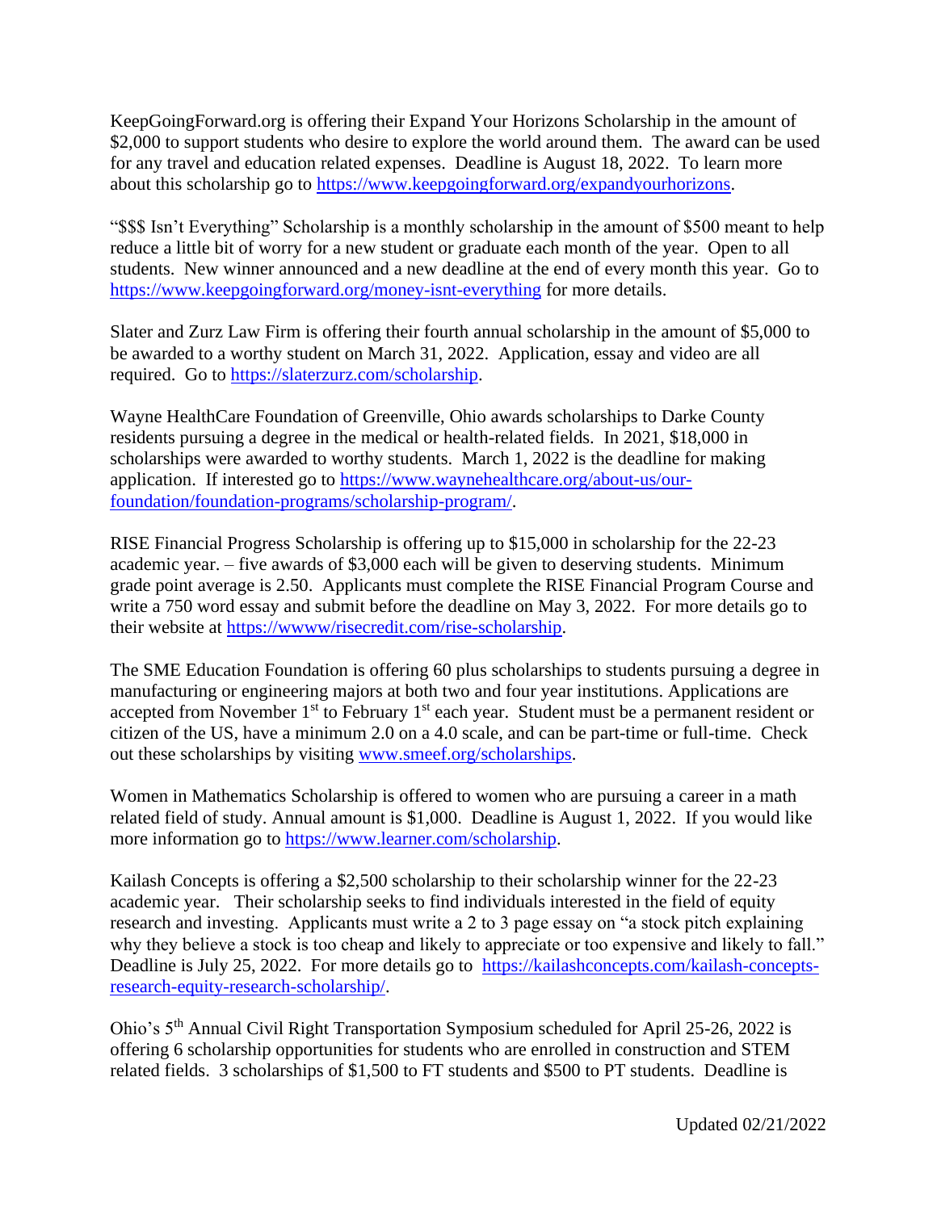KeepGoingForward.org is offering their Expand Your Horizons Scholarship in the amount of $2,000 to support students who desire to explore the world around them. The award can be used for any travel and education related expenses. Deadline is August 18, 2022. To learn more about this scholarship go to https://www.keepgoingforward.org/expandyourhorizons.

"$$$ Isn't Everything" Scholarship is a monthly scholarship in the amount of $500 meant to help reduce a little bit of worry for a new student or graduate each month of the year. Open to all students. New winner announced and a new deadline at the end of every month this year. Go to https://www.keepgoingforward.org/money-isnt-everything for more details.

Slater and Zurz Law Firm is offering their fourth annual scholarship in the amount of $5,000 to be awarded to a worthy student on March 31, 2022. Application, essay and video are all required. Go to https://slaterzurz.com/scholarship.

Wayne HealthCare Foundation of Greenville, Ohio awards scholarships to Darke County residents pursuing a degree in the medical or health-related fields. In 2021, $18,000 in scholarships were awarded to worthy students. March 1, 2022 is the deadline for making application. If interested go to https://www.waynehealthcare.org/about-us/our-foundation/foundation-programs/scholarship-program/.

RISE Financial Progress Scholarship is offering up to $15,000 in scholarship for the 22-23 academic year. – five awards of $3,000 each will be given to deserving students. Minimum grade point average is 2.50. Applicants must complete the RISE Financial Program Course and write a 750 word essay and submit before the deadline on May 3, 2022. For more details go to their website at https://wwww/risecredit.com/rise-scholarship.

The SME Education Foundation is offering 60 plus scholarships to students pursuing a degree in manufacturing or engineering majors at both two and four year institutions. Applications are accepted from November 1st to February 1st each year. Student must be a permanent resident or citizen of the US, have a minimum 2.0 on a 4.0 scale, and can be part-time or full-time. Check out these scholarships by visiting www.smeef.org/scholarships.

Women in Mathematics Scholarship is offered to women who are pursuing a career in a math related field of study. Annual amount is $1,000. Deadline is August 1, 2022. If you would like more information go to https://www.learner.com/scholarship.

Kailash Concepts is offering a $2,500 scholarship to their scholarship winner for the 22-23 academic year. Their scholarship seeks to find individuals interested in the field of equity research and investing. Applicants must write a 2 to 3 page essay on "a stock pitch explaining why they believe a stock is too cheap and likely to appreciate or too expensive and likely to fall." Deadline is July 25, 2022. For more details go to https://kailashconcepts.com/kailash-concepts-research-equity-research-scholarship/.

Ohio's 5th Annual Civil Right Transportation Symposium scheduled for April 25-26, 2022 is offering 6 scholarship opportunities for students who are enrolled in construction and STEM related fields. 3 scholarships of $1,500 to FT students and $500 to PT students. Deadline is

Updated 02/21/2022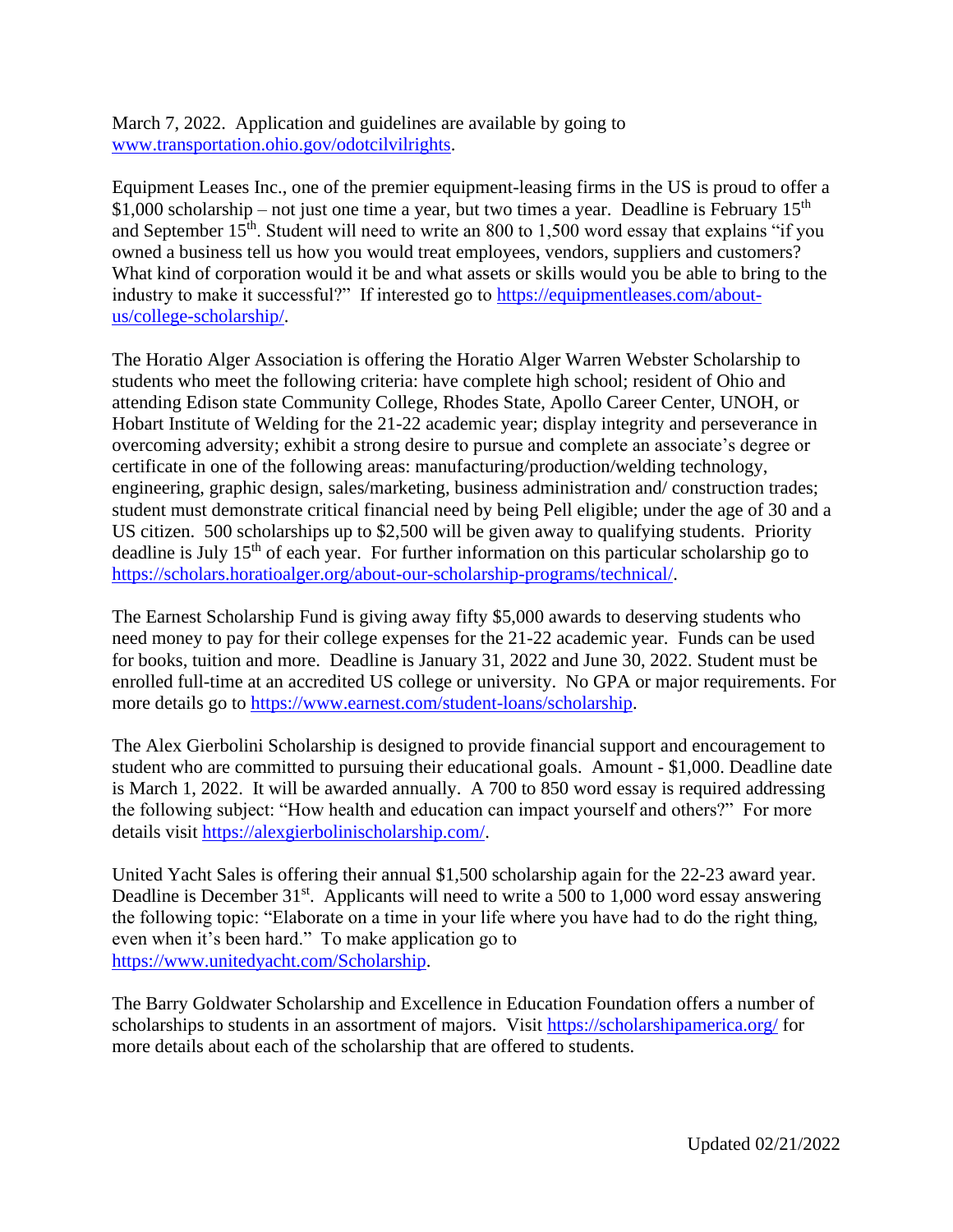March 7, 2022. Application and guidelines are available by going to www.transportation.ohio.gov/odotcilvilrights.

Equipment Leases Inc., one of the premier equipment-leasing firms in the US is proud to offer a $1,000 scholarship – not just one time a year, but two times a year. Deadline is February 15th and September 15th. Student will need to write an 800 to 1,500 word essay that explains "if you owned a business tell us how you would treat employees, vendors, suppliers and customers? What kind of corporation would it be and what assets or skills would you be able to bring to the industry to make it successful?" If interested go to https://equipmentleases.com/about-us/college-scholarship/.

The Horatio Alger Association is offering the Horatio Alger Warren Webster Scholarship to students who meet the following criteria: have complete high school; resident of Ohio and attending Edison state Community College, Rhodes State, Apollo Career Center, UNOH, or Hobart Institute of Welding for the 21-22 academic year; display integrity and perseverance in overcoming adversity; exhibit a strong desire to pursue and complete an associate's degree or certificate in one of the following areas: manufacturing/production/welding technology, engineering, graphic design, sales/marketing, business administration and/ construction trades; student must demonstrate critical financial need by being Pell eligible; under the age of 30 and a US citizen. 500 scholarships up to $2,500 will be given away to qualifying students. Priority deadline is July 15th of each year. For further information on this particular scholarship go to https://scholars.horatioalger.org/about-our-scholarship-programs/technical/.

The Earnest Scholarship Fund is giving away fifty $5,000 awards to deserving students who need money to pay for their college expenses for the 21-22 academic year. Funds can be used for books, tuition and more. Deadline is January 31, 2022 and June 30, 2022. Student must be enrolled full-time at an accredited US college or university. No GPA or major requirements. For more details go to https://www.earnest.com/student-loans/scholarship.

The Alex Gierbolini Scholarship is designed to provide financial support and encouragement to student who are committed to pursuing their educational goals. Amount - $1,000. Deadline date is March 1, 2022. It will be awarded annually. A 700 to 850 word essay is required addressing the following subject: "How health and education can impact yourself and others?" For more details visit https://alexgierbolinischolarship.com/.

United Yacht Sales is offering their annual $1,500 scholarship again for the 22-23 award year. Deadline is December 31st. Applicants will need to write a 500 to 1,000 word essay answering the following topic: "Elaborate on a time in your life where you have had to do the right thing, even when it's been hard." To make application go to https://www.unitedyacht.com/Scholarship.

The Barry Goldwater Scholarship and Excellence in Education Foundation offers a number of scholarships to students in an assortment of majors. Visit https://scholarshipamerica.org/ for more details about each of the scholarship that are offered to students.

Updated 02/21/2022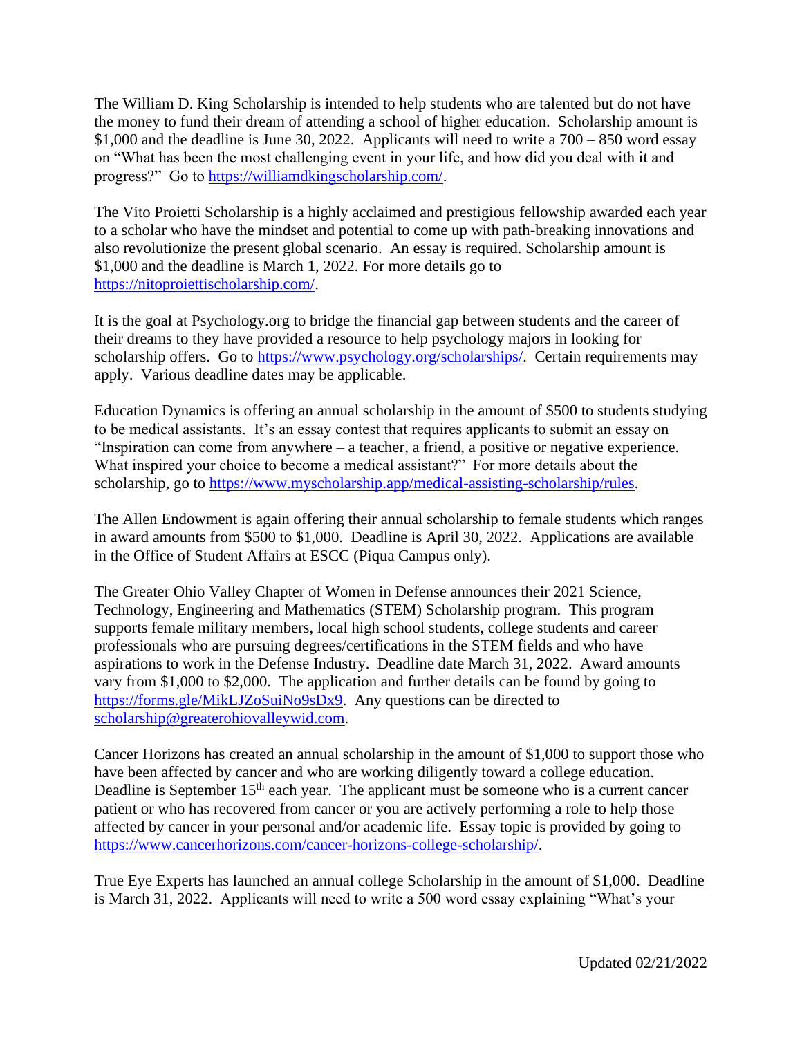The William D. King Scholarship is intended to help students who are talented but do not have the money to fund their dream of attending a school of higher education. Scholarship amount is $1,000 and the deadline is June 30, 2022. Applicants will need to write a 700 – 850 word essay on "What has been the most challenging event in your life, and how did you deal with it and progress?" Go to https://williamdkingscholarship.com/.

The Vito Proietti Scholarship is a highly acclaimed and prestigious fellowship awarded each year to a scholar who have the mindset and potential to come up with path-breaking innovations and also revolutionize the present global scenario. An essay is required. Scholarship amount is $1,000 and the deadline is March 1, 2022. For more details go to https://nitoproiettischolarship.com/.

It is the goal at Psychology.org to bridge the financial gap between students and the career of their dreams to they have provided a resource to help psychology majors in looking for scholarship offers. Go to https://www.psychology.org/scholarships/. Certain requirements may apply. Various deadline dates may be applicable.

Education Dynamics is offering an annual scholarship in the amount of $500 to students studying to be medical assistants. It's an essay contest that requires applicants to submit an essay on "Inspiration can come from anywhere – a teacher, a friend, a positive or negative experience. What inspired your choice to become a medical assistant?" For more details about the scholarship, go to https://www.myscholarship.app/medical-assisting-scholarship/rules.

The Allen Endowment is again offering their annual scholarship to female students which ranges in award amounts from $500 to $1,000. Deadline is April 30, 2022. Applications are available in the Office of Student Affairs at ESCC (Piqua Campus only).

The Greater Ohio Valley Chapter of Women in Defense announces their 2021 Science, Technology, Engineering and Mathematics (STEM) Scholarship program. This program supports female military members, local high school students, college students and career professionals who are pursuing degrees/certifications in the STEM fields and who have aspirations to work in the Defense Industry. Deadline date March 31, 2022. Award amounts vary from $1,000 to $2,000. The application and further details can be found by going to https://forms.gle/MikLJZoSuiNo9sDx9. Any questions can be directed to scholarship@greaterohiovalleywid.com.

Cancer Horizons has created an annual scholarship in the amount of $1,000 to support those who have been affected by cancer and who are working diligently toward a college education. Deadline is September 15th each year. The applicant must be someone who is a current cancer patient or who has recovered from cancer or you are actively performing a role to help those affected by cancer in your personal and/or academic life. Essay topic is provided by going to https://www.cancerhorizons.com/cancer-horizons-college-scholarship/.

True Eye Experts has launched an annual college Scholarship in the amount of $1,000. Deadline is March 31, 2022. Applicants will need to write a 500 word essay explaining "What's your

Updated 02/21/2022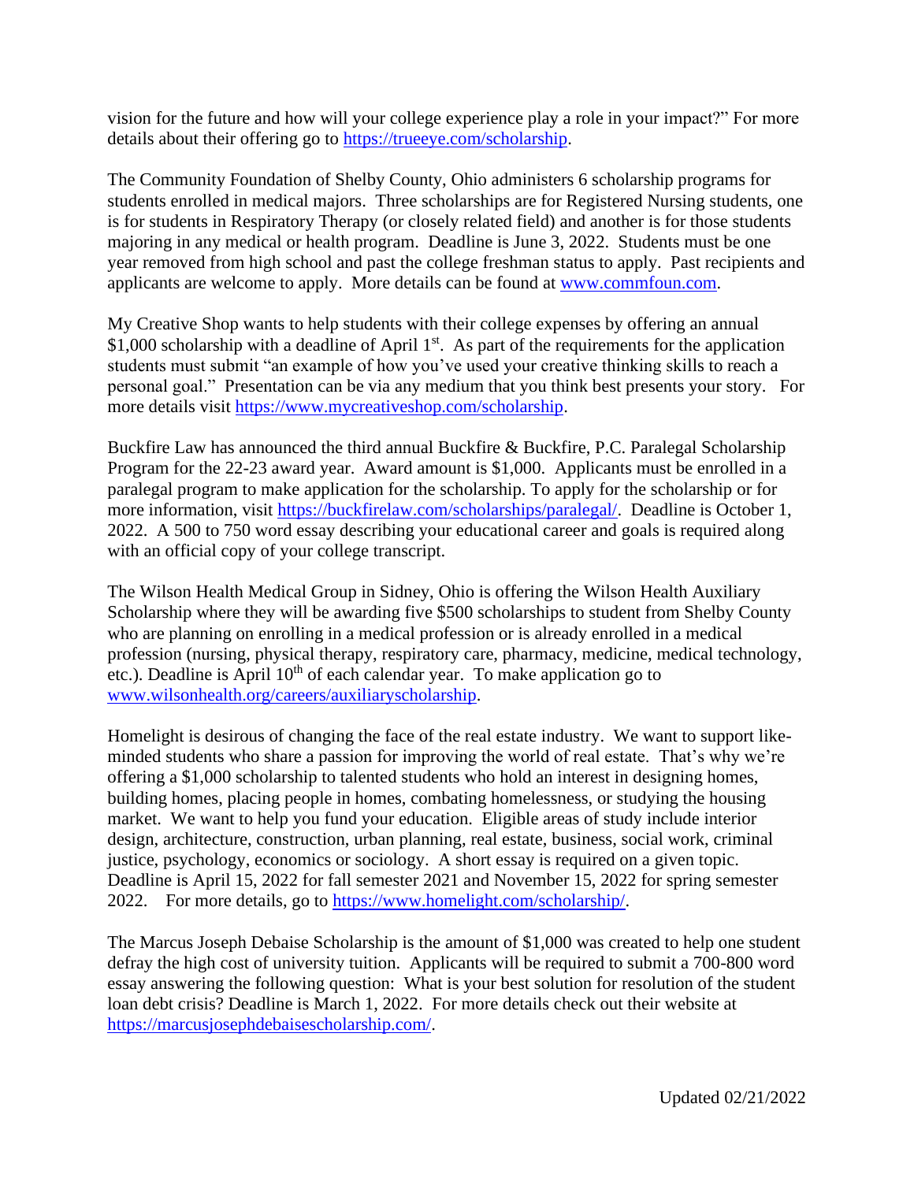vision for the future and how will your college experience play a role in your impact?" For more details about their offering go to https://trueeye.com/scholarship.

The Community Foundation of Shelby County, Ohio administers 6 scholarship programs for students enrolled in medical majors. Three scholarships are for Registered Nursing students, one is for students in Respiratory Therapy (or closely related field) and another is for those students majoring in any medical or health program. Deadline is June 3, 2022. Students must be one year removed from high school and past the college freshman status to apply. Past recipients and applicants are welcome to apply. More details can be found at www.commfoun.com.

My Creative Shop wants to help students with their college expenses by offering an annual $1,000 scholarship with a deadline of April 1st. As part of the requirements for the application students must submit "an example of how you've used your creative thinking skills to reach a personal goal." Presentation can be via any medium that you think best presents your story. For more details visit https://www.mycreativeshop.com/scholarship.

Buckfire Law has announced the third annual Buckfire & Buckfire, P.C. Paralegal Scholarship Program for the 22-23 award year. Award amount is $1,000. Applicants must be enrolled in a paralegal program to make application for the scholarship. To apply for the scholarship or for more information, visit https://buckfirelaw.com/scholarships/paralegal/. Deadline is October 1, 2022. A 500 to 750 word essay describing your educational career and goals is required along with an official copy of your college transcript.

The Wilson Health Medical Group in Sidney, Ohio is offering the Wilson Health Auxiliary Scholarship where they will be awarding five $500 scholarships to student from Shelby County who are planning on enrolling in a medical profession or is already enrolled in a medical profession (nursing, physical therapy, respiratory care, pharmacy, medicine, medical technology, etc.). Deadline is April 10th of each calendar year. To make application go to www.wilsonhealth.org/careers/auxiliaryscholarship.

Homelight is desirous of changing the face of the real estate industry. We want to support like-minded students who share a passion for improving the world of real estate. That's why we're offering a $1,000 scholarship to talented students who hold an interest in designing homes, building homes, placing people in homes, combating homelessness, or studying the housing market. We want to help you fund your education. Eligible areas of study include interior design, architecture, construction, urban planning, real estate, business, social work, criminal justice, psychology, economics or sociology. A short essay is required on a given topic. Deadline is April 15, 2022 for fall semester 2021 and November 15, 2022 for spring semester 2022. For more details, go to https://www.homelight.com/scholarship/.

The Marcus Joseph Debaise Scholarship is the amount of $1,000 was created to help one student defray the high cost of university tuition. Applicants will be required to submit a 700-800 word essay answering the following question: What is your best solution for resolution of the student loan debt crisis? Deadline is March 1, 2022. For more details check out their website at https://marcusjosephdebaisescholarship.com/.

Updated 02/21/2022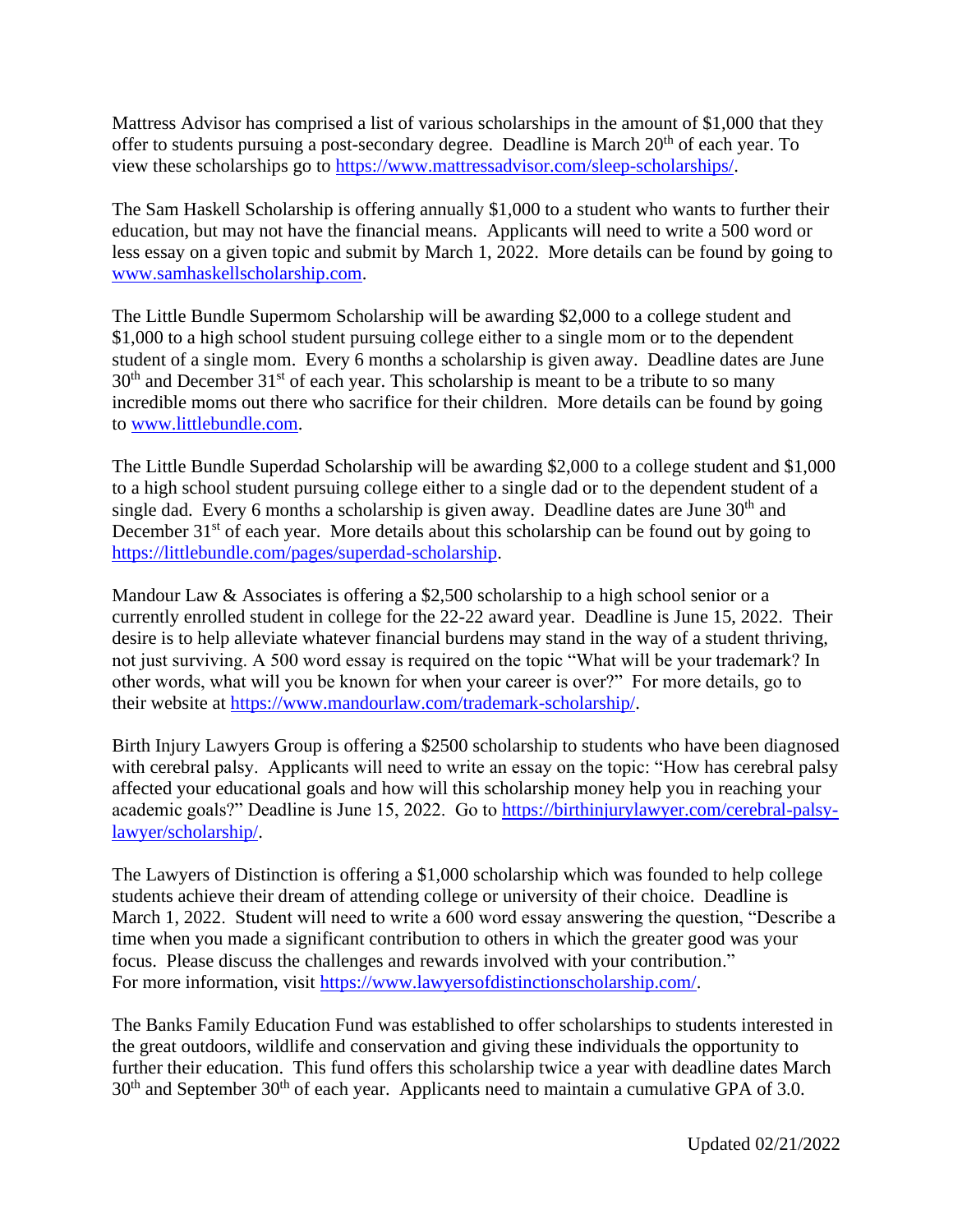Mattress Advisor has comprised a list of various scholarships in the amount of $1,000 that they offer to students pursuing a post-secondary degree. Deadline is March 20th of each year. To view these scholarships go to https://www.mattressadvisor.com/sleep-scholarships/.

The Sam Haskell Scholarship is offering annually $1,000 to a student who wants to further their education, but may not have the financial means. Applicants will need to write a 500 word or less essay on a given topic and submit by March 1, 2022. More details can be found by going to www.samhaskellscholarship.com.

The Little Bundle Supermom Scholarship will be awarding $2,000 to a college student and $1,000 to a high school student pursuing college either to a single mom or to the dependent student of a single mom. Every 6 months a scholarship is given away. Deadline dates are June 30th and December 31st of each year. This scholarship is meant to be a tribute to so many incredible moms out there who sacrifice for their children. More details can be found by going to www.littlebundle.com.

The Little Bundle Superdad Scholarship will be awarding $2,000 to a college student and $1,000 to a high school student pursuing college either to a single dad or to the dependent student of a single dad. Every 6 months a scholarship is given away. Deadline dates are June 30th and December 31st of each year. More details about this scholarship can be found out by going to https://littlebundle.com/pages/superdad-scholarship.

Mandour Law & Associates is offering a $2,500 scholarship to a high school senior or a currently enrolled student in college for the 22-22 award year. Deadline is June 15, 2022. Their desire is to help alleviate whatever financial burdens may stand in the way of a student thriving, not just surviving. A 500 word essay is required on the topic "What will be your trademark? In other words, what will you be known for when your career is over?" For more details, go to their website at https://www.mandourlaw.com/trademark-scholarship/.

Birth Injury Lawyers Group is offering a $2500 scholarship to students who have been diagnosed with cerebral palsy. Applicants will need to write an essay on the topic: "How has cerebral palsy affected your educational goals and how will this scholarship money help you in reaching your academic goals?" Deadline is June 15, 2022. Go to https://birthinjurylawyer.com/cerebral-palsy-lawyer/scholarship/.

The Lawyers of Distinction is offering a $1,000 scholarship which was founded to help college students achieve their dream of attending college or university of their choice. Deadline is March 1, 2022. Student will need to write a 600 word essay answering the question, "Describe a time when you made a significant contribution to others in which the greater good was your focus. Please discuss the challenges and rewards involved with your contribution." For more information, visit https://www.lawyersofdistinctionscholarship.com/.

The Banks Family Education Fund was established to offer scholarships to students interested in the great outdoors, wildlife and conservation and giving these individuals the opportunity to further their education. This fund offers this scholarship twice a year with deadline dates March 30th and September 30th of each year. Applicants need to maintain a cumulative GPA of 3.0.

Updated 02/21/2022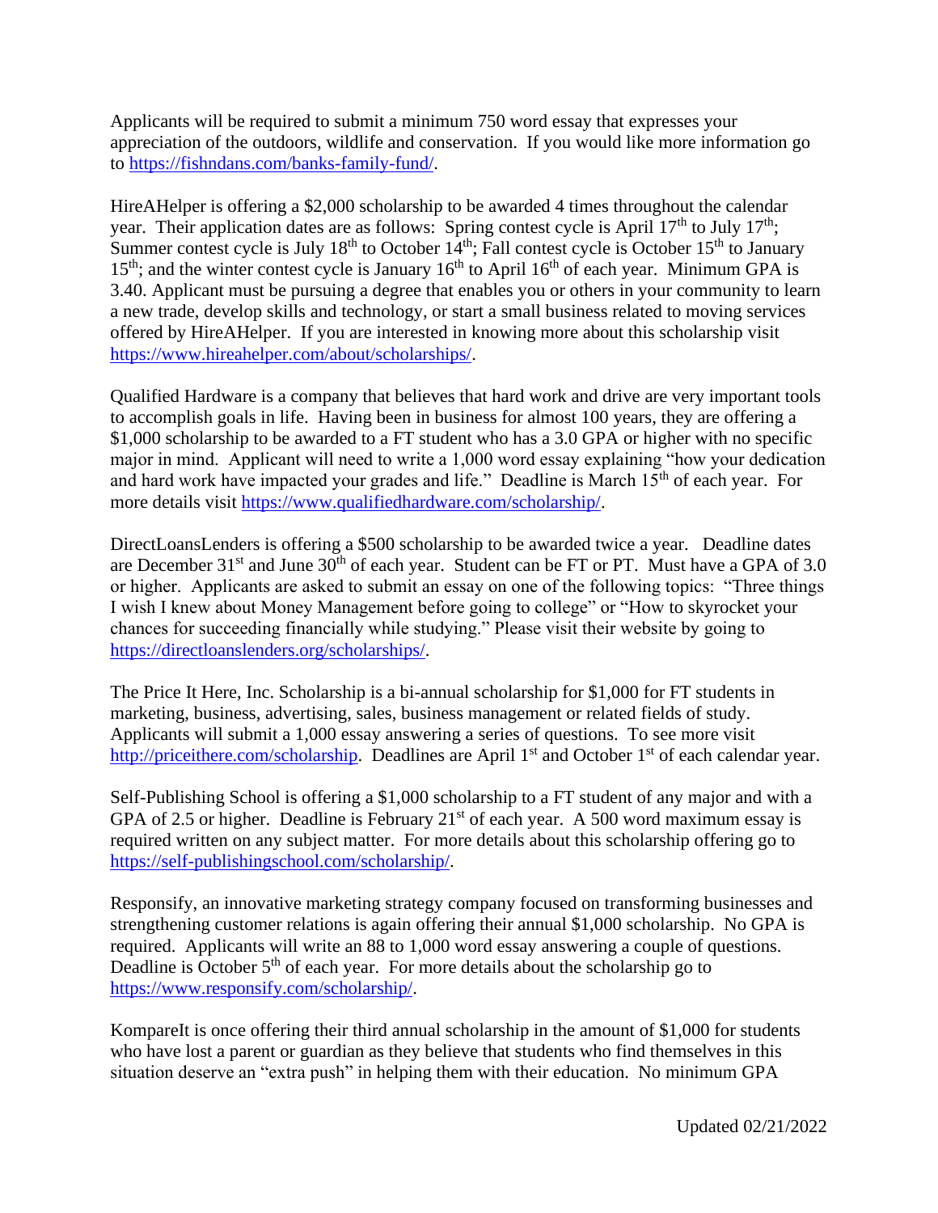Applicants will be required to submit a minimum 750 word essay that expresses your appreciation of the outdoors, wildlife and conservation. If you would like more information go to https://fishndans.com/banks-family-fund/.

HireAHelper is offering a $2,000 scholarship to be awarded 4 times throughout the calendar year. Their application dates are as follows: Spring contest cycle is April 17th to July 17th; Summer contest cycle is July 18th to October 14th; Fall contest cycle is October 15th to January 15th; and the winter contest cycle is January 16th to April 16th of each year. Minimum GPA is 3.40. Applicant must be pursuing a degree that enables you or others in your community to learn a new trade, develop skills and technology, or start a small business related to moving services offered by HireAHelper. If you are interested in knowing more about this scholarship visit https://www.hireahelper.com/about/scholarships/.

Qualified Hardware is a company that believes that hard work and drive are very important tools to accomplish goals in life. Having been in business for almost 100 years, they are offering a $1,000 scholarship to be awarded to a FT student who has a 3.0 GPA or higher with no specific major in mind. Applicant will need to write a 1,000 word essay explaining "how your dedication and hard work have impacted your grades and life." Deadline is March 15th of each year. For more details visit https://www.qualifiedhardware.com/scholarship/.

DirectLoansLenders is offering a $500 scholarship to be awarded twice a year. Deadline dates are December 31st and June 30th of each year. Student can be FT or PT. Must have a GPA of 3.0 or higher. Applicants are asked to submit an essay on one of the following topics: "Three things I wish I knew about Money Management before going to college" or "How to skyrocket your chances for succeeding financially while studying." Please visit their website by going to https://directloanslenders.org/scholarships/.

The Price It Here, Inc. Scholarship is a bi-annual scholarship for $1,000 for FT students in marketing, business, advertising, sales, business management or related fields of study. Applicants will submit a 1,000 essay answering a series of questions. To see more visit http://priceithere.com/scholarship. Deadlines are April 1st and October 1st of each calendar year.

Self-Publishing School is offering a $1,000 scholarship to a FT student of any major and with a GPA of 2.5 or higher. Deadline is February 21st of each year. A 500 word maximum essay is required written on any subject matter. For more details about this scholarship offering go to https://self-publishingschool.com/scholarship/.

Responsify, an innovative marketing strategy company focused on transforming businesses and strengthening customer relations is again offering their annual $1,000 scholarship. No GPA is required. Applicants will write an 88 to 1,000 word essay answering a couple of questions. Deadline is October 5th of each year. For more details about the scholarship go to https://www.responsify.com/scholarship/.

KompareIt is once offering their third annual scholarship in the amount of $1,000 for students who have lost a parent or guardian as they believe that students who find themselves in this situation deserve an "extra push" in helping them with their education. No minimum GPA

Updated 02/21/2022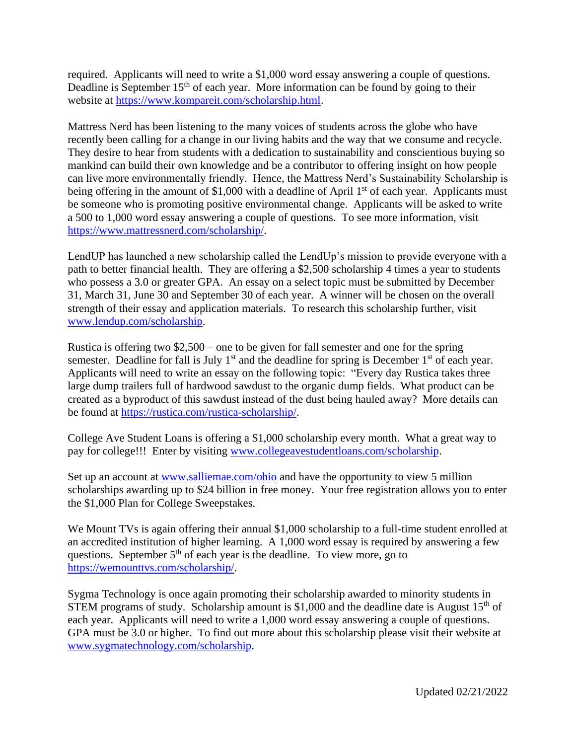required. Applicants will need to write a $1,000 word essay answering a couple of questions. Deadline is September 15th of each year. More information can be found by going to their website at https://www.kompareit.com/scholarship.html.

Mattress Nerd has been listening to the many voices of students across the globe who have recently been calling for a change in our living habits and the way that we consume and recycle. They desire to hear from students with a dedication to sustainability and conscientious buying so mankind can build their own knowledge and be a contributor to offering insight on how people can live more environmentally friendly. Hence, the Mattress Nerd's Sustainability Scholarship is being offering in the amount of $1,000 with a deadline of April 1st of each year. Applicants must be someone who is promoting positive environmental change. Applicants will be asked to write a 500 to 1,000 word essay answering a couple of questions. To see more information, visit https://www.mattressnerd.com/scholarship/.

LendUP has launched a new scholarship called the LendUp's mission to provide everyone with a path to better financial health. They are offering a $2,500 scholarship 4 times a year to students who possess a 3.0 or greater GPA. An essay on a select topic must be submitted by December 31, March 31, June 30 and September 30 of each year. A winner will be chosen on the overall strength of their essay and application materials. To research this scholarship further, visit www.lendup.com/scholarship.

Rustica is offering two $2,500 – one to be given for fall semester and one for the spring semester. Deadline for fall is July 1st and the deadline for spring is December 1st of each year. Applicants will need to write an essay on the following topic: "Every day Rustica takes three large dump trailers full of hardwood sawdust to the organic dump fields. What product can be created as a byproduct of this sawdust instead of the dust being hauled away? More details can be found at https://rustica.com/rustica-scholarship/.

College Ave Student Loans is offering a $1,000 scholarship every month. What a great way to pay for college!!! Enter by visiting www.collegeavestudentloans.com/scholarship.

Set up an account at www.salliemae.com/ohio and have the opportunity to view 5 million scholarships awarding up to $24 billion in free money. Your free registration allows you to enter the $1,000 Plan for College Sweepstakes.

We Mount TVs is again offering their annual $1,000 scholarship to a full-time student enrolled at an accredited institution of higher learning. A 1,000 word essay is required by answering a few questions. September 5th of each year is the deadline. To view more, go to https://wemounttvs.com/scholarship/.

Sygma Technology is once again promoting their scholarship awarded to minority students in STEM programs of study. Scholarship amount is $1,000 and the deadline date is August 15th of each year. Applicants will need to write a 1,000 word essay answering a couple of questions. GPA must be 3.0 or higher. To find out more about this scholarship please visit their website at www.sygmatechnology.com/scholarship.

Updated 02/21/2022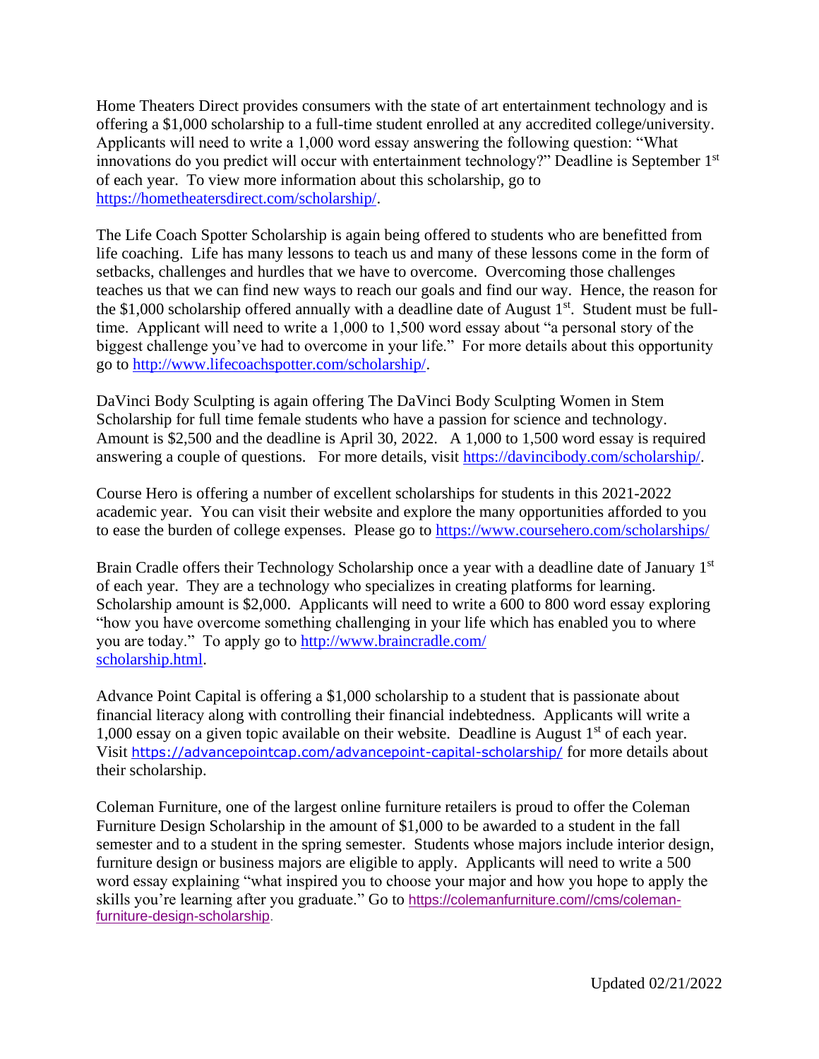Home Theaters Direct provides consumers with the state of art entertainment technology and is offering a $1,000 scholarship to a full-time student enrolled at any accredited college/university. Applicants will need to write a 1,000 word essay answering the following question: "What innovations do you predict will occur with entertainment technology?" Deadline is September 1st of each year. To view more information about this scholarship, go to https://hometheatersdirect.com/scholarship/.

The Life Coach Spotter Scholarship is again being offered to students who are benefitted from life coaching. Life has many lessons to teach us and many of these lessons come in the form of setbacks, challenges and hurdles that we have to overcome. Overcoming those challenges teaches us that we can find new ways to reach our goals and find our way. Hence, the reason for the $1,000 scholarship offered annually with a deadline date of August 1st. Student must be full-time. Applicant will need to write a 1,000 to 1,500 word essay about "a personal story of the biggest challenge you've had to overcome in your life." For more details about this opportunity go to http://www.lifecoachspotter.com/scholarship/.

DaVinci Body Sculpting is again offering The DaVinci Body Sculpting Women in Stem Scholarship for full time female students who have a passion for science and technology. Amount is $2,500 and the deadline is April 30, 2022. A 1,000 to 1,500 word essay is required answering a couple of questions. For more details, visit https://davincibody.com/scholarship/.

Course Hero is offering a number of excellent scholarships for students in this 2021-2022 academic year. You can visit their website and explore the many opportunities afforded to you to ease the burden of college expenses. Please go to https://www.coursehero.com/scholarships/

Brain Cradle offers their Technology Scholarship once a year with a deadline date of January 1st of each year. They are a technology who specializes in creating platforms for learning. Scholarship amount is $2,000. Applicants will need to write a 600 to 800 word essay exploring "how you have overcome something challenging in your life which has enabled you to where you are today." To apply go to http://www.braincradle.com/scholarship.html.

Advance Point Capital is offering a $1,000 scholarship to a student that is passionate about financial literacy along with controlling their financial indebtedness. Applicants will write a 1,000 essay on a given topic available on their website. Deadline is August 1st of each year. Visit https://advancepointcap.com/advancepoint-capital-scholarship/ for more details about their scholarship.

Coleman Furniture, one of the largest online furniture retailers is proud to offer the Coleman Furniture Design Scholarship in the amount of $1,000 to be awarded to a student in the fall semester and to a student in the spring semester. Students whose majors include interior design, furniture design or business majors are eligible to apply. Applicants will need to write a 500 word essay explaining "what inspired you to choose your major and how you hope to apply the skills you're learning after you graduate." Go to https://colemanfurniture.com//cms/coleman-furniture-design-scholarship.

Updated 02/21/2022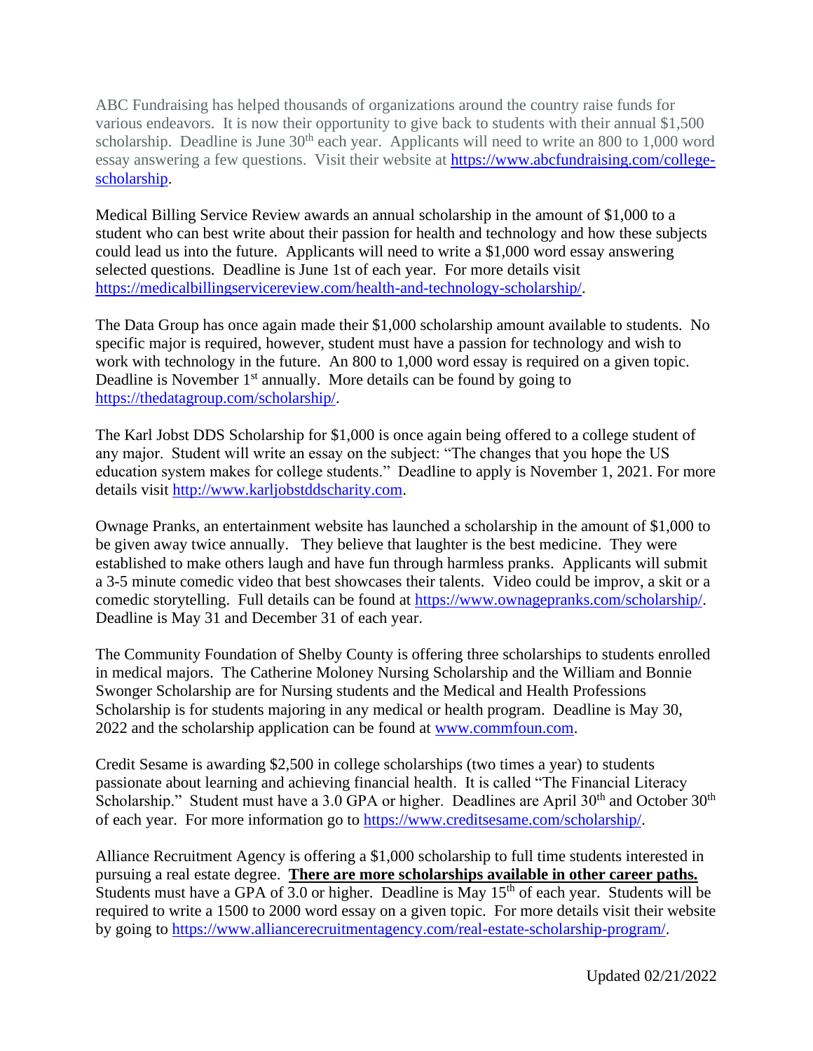ABC Fundraising has helped thousands of organizations around the country raise funds for various endeavors. It is now their opportunity to give back to students with their annual $1,500 scholarship. Deadline is June 30th each year. Applicants will need to write an 800 to 1,000 word essay answering a few questions. Visit their website at https://www.abcfundraising.com/college-scholarship.

Medical Billing Service Review awards an annual scholarship in the amount of $1,000 to a student who can best write about their passion for health and technology and how these subjects could lead us into the future. Applicants will need to write a $1,000 word essay answering selected questions. Deadline is June 1st of each year. For more details visit https://medicalbillingservicereview.com/health-and-technology-scholarship/.

The Data Group has once again made their $1,000 scholarship amount available to students. No specific major is required, however, student must have a passion for technology and wish to work with technology in the future. An 800 to 1,000 word essay is required on a given topic. Deadline is November 1st annually. More details can be found by going to https://thedatagroup.com/scholarship/.

The Karl Jobst DDS Scholarship for $1,000 is once again being offered to a college student of any major. Student will write an essay on the subject: "The changes that you hope the US education system makes for college students." Deadline to apply is November 1, 2021. For more details visit http://www.karljobstddscharity.com.

Ownage Pranks, an entertainment website has launched a scholarship in the amount of $1,000 to be given away twice annually. They believe that laughter is the best medicine. They were established to make others laugh and have fun through harmless pranks. Applicants will submit a 3-5 minute comedic video that best showcases their talents. Video could be improv, a skit or a comedic storytelling. Full details can be found at https://www.ownagepranks.com/scholarship/. Deadline is May 31 and December 31 of each year.

The Community Foundation of Shelby County is offering three scholarships to students enrolled in medical majors. The Catherine Moloney Nursing Scholarship and the William and Bonnie Swonger Scholarship are for Nursing students and the Medical and Health Professions Scholarship is for students majoring in any medical or health program. Deadline is May 30, 2022 and the scholarship application can be found at www.commfoun.com.

Credit Sesame is awarding $2,500 in college scholarships (two times a year) to students passionate about learning and achieving financial health. It is called "The Financial Literacy Scholarship." Student must have a 3.0 GPA or higher. Deadlines are April 30th and October 30th of each year. For more information go to https://www.creditsesame.com/scholarship/.

Alliance Recruitment Agency is offering a $1,000 scholarship to full time students interested in pursuing a real estate degree. **There are more scholarships available in other career paths.** Students must have a GPA of 3.0 or higher. Deadline is May 15th of each year. Students will be required to write a 1500 to 2000 word essay on a given topic. For more details visit their website by going to https://www.alliancerecruitmentagency.com/real-estate-scholarship-program/.

Updated 02/21/2022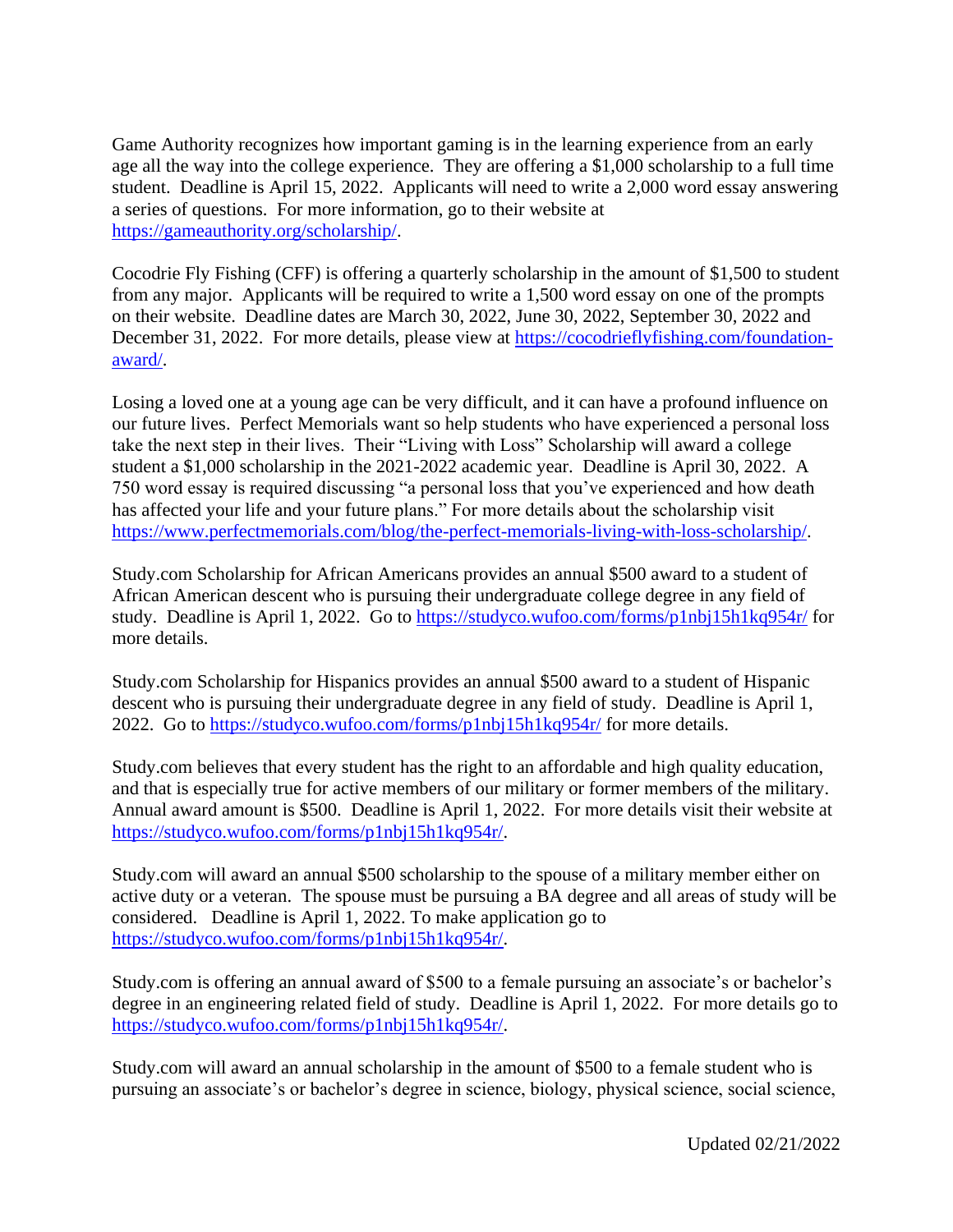Game Authority recognizes how important gaming is in the learning experience from an early age all the way into the college experience. They are offering a $1,000 scholarship to a full time student. Deadline is April 15, 2022. Applicants will need to write a 2,000 word essay answering a series of questions. For more information, go to their website at https://gameauthority.org/scholarship/.

Cocodrie Fly Fishing (CFF) is offering a quarterly scholarship in the amount of $1,500 to student from any major. Applicants will be required to write a 1,500 word essay on one of the prompts on their website. Deadline dates are March 30, 2022, June 30, 2022, September 30, 2022 and December 31, 2022. For more details, please view at https://cocodrieflyfishing.com/foundation-award/.

Losing a loved one at a young age can be very difficult, and it can have a profound influence on our future lives. Perfect Memorials want so help students who have experienced a personal loss take the next step in their lives. Their "Living with Loss" Scholarship will award a college student a $1,000 scholarship in the 2021-2022 academic year. Deadline is April 30, 2022. A 750 word essay is required discussing "a personal loss that you've experienced and how death has affected your life and your future plans." For more details about the scholarship visit https://www.perfectmemorials.com/blog/the-perfect-memorials-living-with-loss-scholarship/.

Study.com Scholarship for African Americans provides an annual $500 award to a student of African American descent who is pursuing their undergraduate college degree in any field of study. Deadline is April 1, 2022. Go to https://studyco.wufoo.com/forms/p1nbj15h1kq954r/ for more details.

Study.com Scholarship for Hispanics provides an annual $500 award to a student of Hispanic descent who is pursuing their undergraduate degree in any field of study. Deadline is April 1, 2022. Go to https://studyco.wufoo.com/forms/p1nbj15h1kq954r/ for more details.

Study.com believes that every student has the right to an affordable and high quality education, and that is especially true for active members of our military or former members of the military. Annual award amount is $500. Deadline is April 1, 2022. For more details visit their website at https://studyco.wufoo.com/forms/p1nbj15h1kq954r/.

Study.com will award an annual $500 scholarship to the spouse of a military member either on active duty or a veteran. The spouse must be pursuing a BA degree and all areas of study will be considered. Deadline is April 1, 2022. To make application go to https://studyco.wufoo.com/forms/p1nbj15h1kq954r/.

Study.com is offering an annual award of $500 to a female pursuing an associate's or bachelor's degree in an engineering related field of study. Deadline is April 1, 2022. For more details go to https://studyco.wufoo.com/forms/p1nbj15h1kq954r/.

Study.com will award an annual scholarship in the amount of $500 to a female student who is pursuing an associate's or bachelor's degree in science, biology, physical science, social science,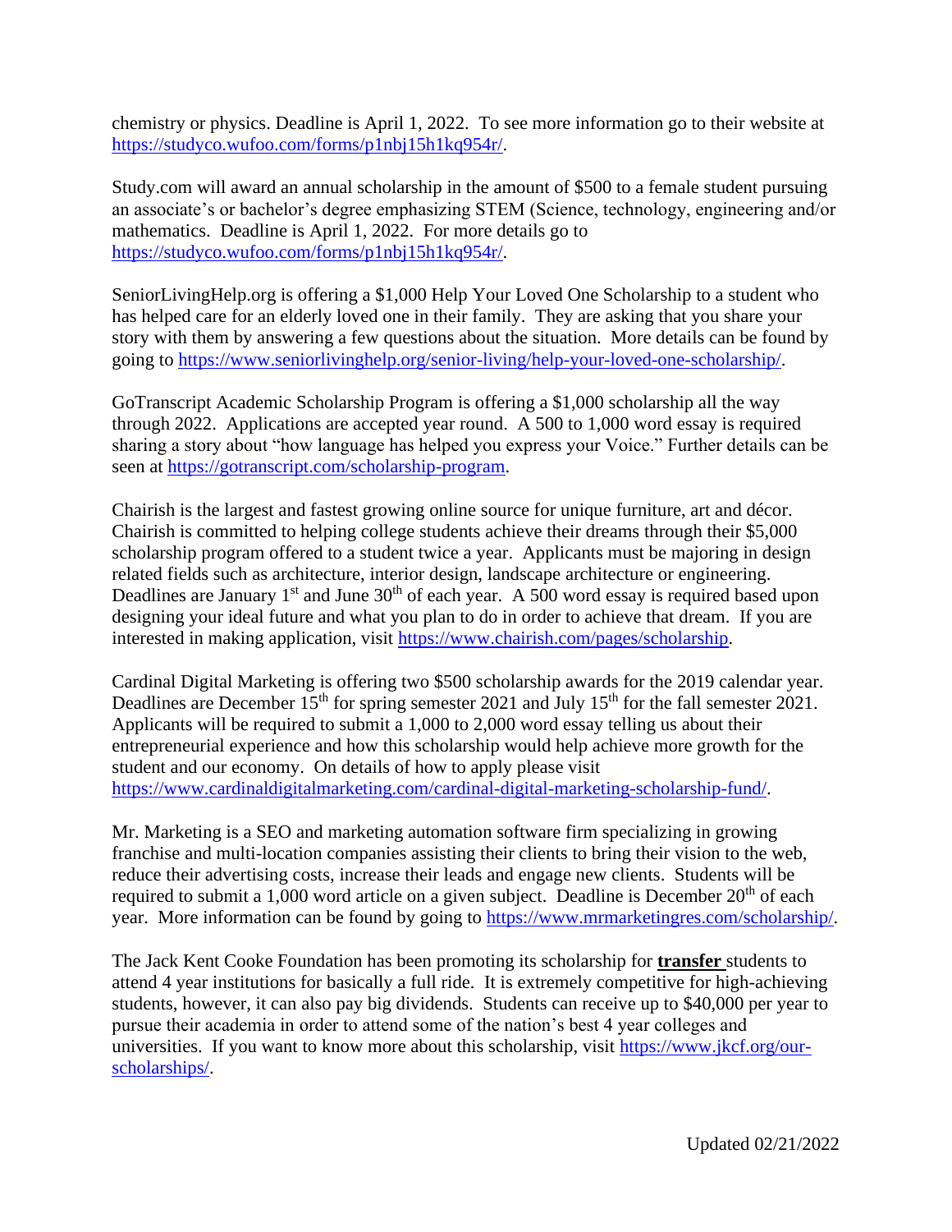chemistry or physics. Deadline is April 1, 2022. To see more information go to their website at https://studyco.wufoo.com/forms/p1nbj15h1kq954r/.

Study.com will award an annual scholarship in the amount of $500 to a female student pursuing an associate's or bachelor's degree emphasizing STEM (Science, technology, engineering and/or mathematics. Deadline is April 1, 2022. For more details go to https://studyco.wufoo.com/forms/p1nbj15h1kq954r/.

SeniorLivingHelp.org is offering a $1,000 Help Your Loved One Scholarship to a student who has helped care for an elderly loved one in their family. They are asking that you share your story with them by answering a few questions about the situation. More details can be found by going to https://www.seniorlivinghelp.org/senior-living/help-your-loved-one-scholarship/.

GoTranscript Academic Scholarship Program is offering a $1,000 scholarship all the way through 2022. Applications are accepted year round. A 500 to 1,000 word essay is required sharing a story about "how language has helped you express your Voice." Further details can be seen at https://gotranscript.com/scholarship-program.

Chairish is the largest and fastest growing online source for unique furniture, art and décor. Chairish is committed to helping college students achieve their dreams through their $5,000 scholarship program offered to a student twice a year. Applicants must be majoring in design related fields such as architecture, interior design, landscape architecture or engineering. Deadlines are January 1st and June 30th of each year. A 500 word essay is required based upon designing your ideal future and what you plan to do in order to achieve that dream. If you are interested in making application, visit https://www.chairish.com/pages/scholarship.

Cardinal Digital Marketing is offering two $500 scholarship awards for the 2019 calendar year. Deadlines are December 15th for spring semester 2021 and July 15th for the fall semester 2021. Applicants will be required to submit a 1,000 to 2,000 word essay telling us about their entrepreneurial experience and how this scholarship would help achieve more growth for the student and our economy. On details of how to apply please visit https://www.cardinaldigitalmarketing.com/cardinal-digital-marketing-scholarship-fund/.

Mr. Marketing is a SEO and marketing automation software firm specializing in growing franchise and multi-location companies assisting their clients to bring their vision to the web, reduce their advertising costs, increase their leads and engage new clients. Students will be required to submit a 1,000 word article on a given subject. Deadline is December 20th of each year. More information can be found by going to https://www.mrmarketingres.com/scholarship/.

The Jack Kent Cooke Foundation has been promoting its scholarship for **transfer** students to attend 4 year institutions for basically a full ride. It is extremely competitive for high-achieving students, however, it can also pay big dividends. Students can receive up to $40,000 per year to pursue their academia in order to attend some of the nation's best 4 year colleges and universities. If you want to know more about this scholarship, visit https://www.jkcf.org/our-scholarships/.

Updated 02/21/2022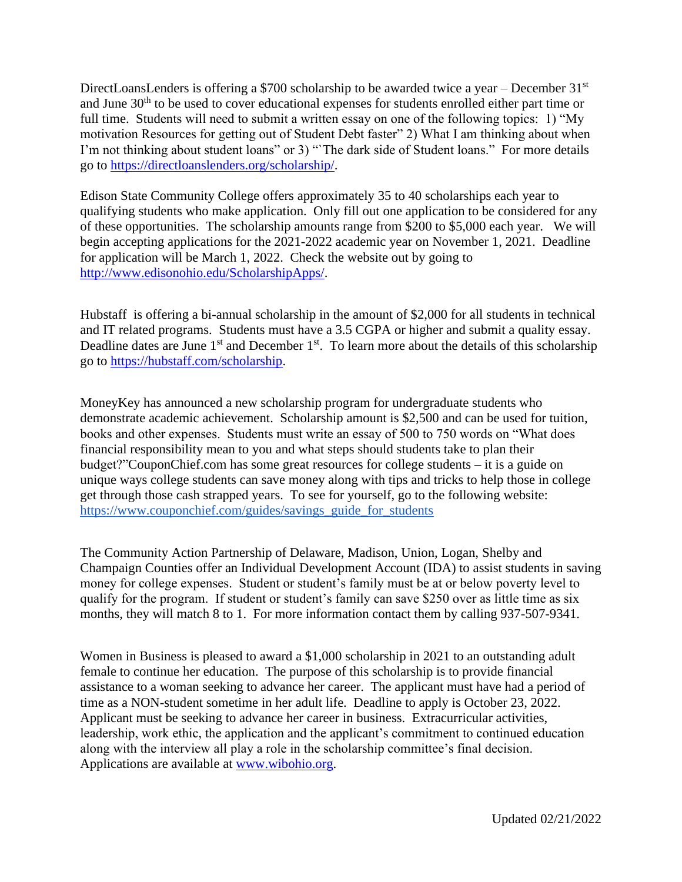DirectLoansLenders is offering a $700 scholarship to be awarded twice a year – December 31st and June 30th to be used to cover educational expenses for students enrolled either part time or full time. Students will need to submit a written essay on one of the following topics: 1) "My motivation Resources for getting out of Student Debt faster" 2) What I am thinking about when I'm not thinking about student loans" or 3) "`The dark side of Student loans." For more details go to https://directloanslenders.org/scholarship/.

Edison State Community College offers approximately 35 to 40 scholarships each year to qualifying students who make application. Only fill out one application to be considered for any of these opportunities. The scholarship amounts range from $200 to $5,000 each year. We will begin accepting applications for the 2021-2022 academic year on November 1, 2021. Deadline for application will be March 1, 2022. Check the website out by going to http://www.edisonohio.edu/ScholarshipApps/.

Hubstaff is offering a bi-annual scholarship in the amount of $2,000 for all students in technical and IT related programs. Students must have a 3.5 CGPA or higher and submit a quality essay. Deadline dates are June 1st and December 1st. To learn more about the details of this scholarship go to https://hubstaff.com/scholarship.

MoneyKey has announced a new scholarship program for undergraduate students who demonstrate academic achievement. Scholarship amount is $2,500 and can be used for tuition, books and other expenses. Students must write an essay of 500 to 750 words on "What does financial responsibility mean to you and what steps should students take to plan their budget?"CouponChief.com has some great resources for college students – it is a guide on unique ways college students can save money along with tips and tricks to help those in college get through those cash strapped years. To see for yourself, go to the following website: https://www.couponchief.com/guides/savings_guide_for_students

The Community Action Partnership of Delaware, Madison, Union, Logan, Shelby and Champaign Counties offer an Individual Development Account (IDA) to assist students in saving money for college expenses. Student or student's family must be at or below poverty level to qualify for the program. If student or student's family can save $250 over as little time as six months, they will match 8 to 1. For more information contact them by calling 937-507-9341.

Women in Business is pleased to award a $1,000 scholarship in 2021 to an outstanding adult female to continue her education. The purpose of this scholarship is to provide financial assistance to a woman seeking to advance her career. The applicant must have had a period of time as a NON-student sometime in her adult life. Deadline to apply is October 23, 2022. Applicant must be seeking to advance her career in business. Extracurricular activities, leadership, work ethic, the application and the applicant's commitment to continued education along with the interview all play a role in the scholarship committee's final decision. Applications are available at www.wibohio.org.

Updated 02/21/2022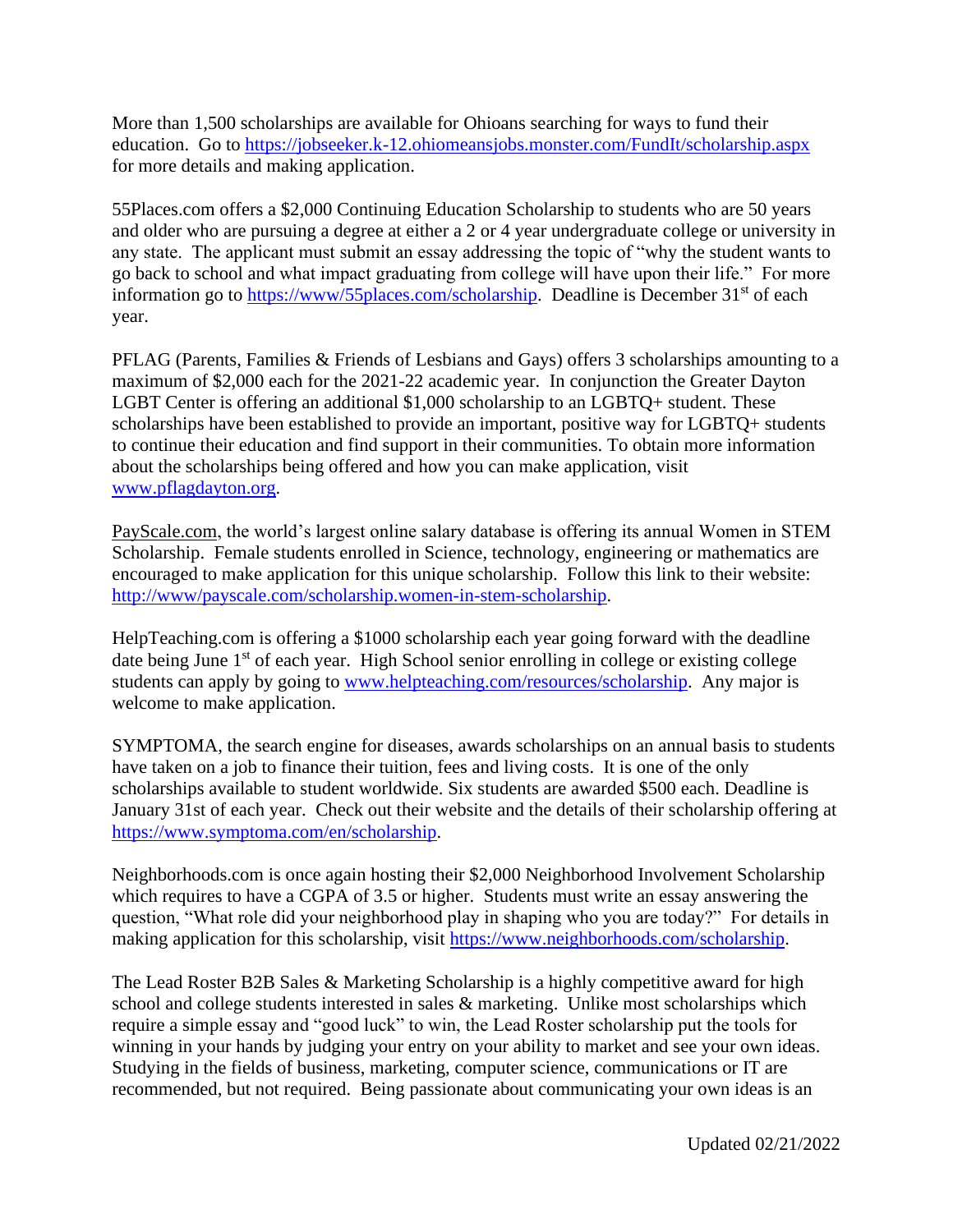More than 1,500 scholarships are available for Ohioans searching for ways to fund their education. Go to https://jobseeker.k-12.ohiomeansjobs.monster.com/FundIt/scholarship.aspx for more details and making application.

55Places.com offers a $2,000 Continuing Education Scholarship to students who are 50 years and older who are pursuing a degree at either a 2 or 4 year undergraduate college or university in any state. The applicant must submit an essay addressing the topic of "why the student wants to go back to school and what impact graduating from college will have upon their life." For more information go to https://www/55places.com/scholarship. Deadline is December 31st of each year.

PFLAG (Parents, Families & Friends of Lesbians and Gays) offers 3 scholarships amounting to a maximum of $2,000 each for the 2021-22 academic year. In conjunction the Greater Dayton LGBT Center is offering an additional $1,000 scholarship to an LGBTQ+ student. These scholarships have been established to provide an important, positive way for LGBTQ+ students to continue their education and find support in their communities. To obtain more information about the scholarships being offered and how you can make application, visit www.pflagdayton.org.

PayScale.com, the world's largest online salary database is offering its annual Women in STEM Scholarship. Female students enrolled in Science, technology, engineering or mathematics are encouraged to make application for this unique scholarship. Follow this link to their website: http://www/payscale.com/scholarship.women-in-stem-scholarship.

HelpTeaching.com is offering a $1000 scholarship each year going forward with the deadline date being June 1st of each year. High School senior enrolling in college or existing college students can apply by going to www.helpteaching.com/resources/scholarship. Any major is welcome to make application.

SYMPTOMA, the search engine for diseases, awards scholarships on an annual basis to students have taken on a job to finance their tuition, fees and living costs. It is one of the only scholarships available to student worldwide. Six students are awarded $500 each. Deadline is January 31st of each year. Check out their website and the details of their scholarship offering at https://www.symptoma.com/en/scholarship.

Neighborhoods.com is once again hosting their $2,000 Neighborhood Involvement Scholarship which requires to have a CGPA of 3.5 or higher. Students must write an essay answering the question, "What role did your neighborhood play in shaping who you are today?" For details in making application for this scholarship, visit https://www.neighborhoods.com/scholarship.

The Lead Roster B2B Sales & Marketing Scholarship is a highly competitive award for high school and college students interested in sales & marketing. Unlike most scholarships which require a simple essay and "good luck" to win, the Lead Roster scholarship put the tools for winning in your hands by judging your entry on your ability to market and see your own ideas. Studying in the fields of business, marketing, computer science, communications or IT are recommended, but not required. Being passionate about communicating your own ideas is an

Updated 02/21/2022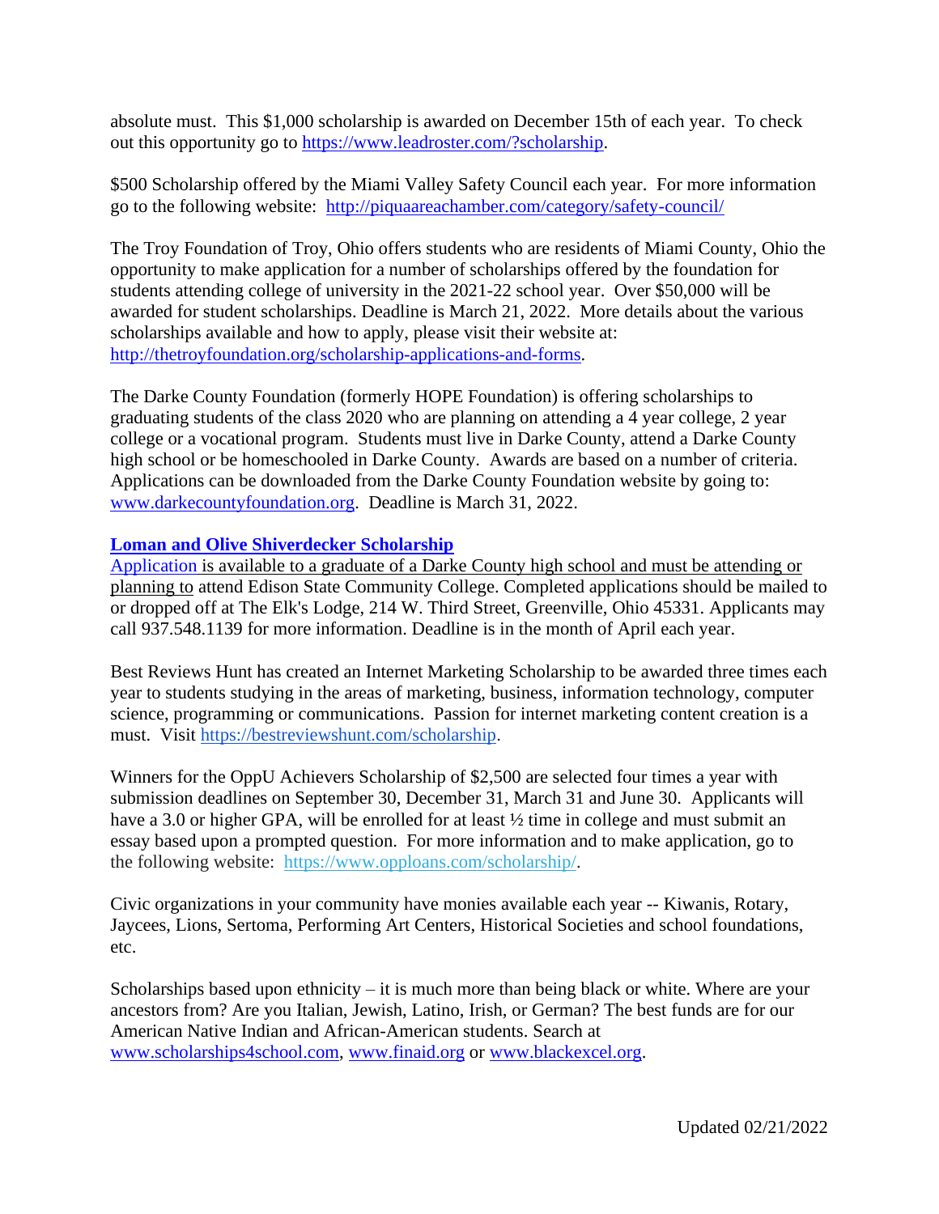absolute must. This $1,000 scholarship is awarded on December 15th of each year. To check out this opportunity go to https://www.leadroster.com/?scholarship.

$500 Scholarship offered by the Miami Valley Safety Council each year. For more information go to the following website: http://piquaareachamber.com/category/safety-council/

The Troy Foundation of Troy, Ohio offers students who are residents of Miami County, Ohio the opportunity to make application for a number of scholarships offered by the foundation for students attending college of university in the 2021-22 school year. Over $50,000 will be awarded for student scholarships. Deadline is March 21, 2022. More details about the various scholarships available and how to apply, please visit their website at: http://thetroyfoundation.org/scholarship-applications-and-forms.

The Darke County Foundation (formerly HOPE Foundation) is offering scholarships to graduating students of the class 2020 who are planning on attending a 4 year college, 2 year college or a vocational program. Students must live in Darke County, attend a Darke County high school or be homeschooled in Darke County. Awards are based on a number of criteria. Applications can be downloaded from the Darke County Foundation website by going to: www.darkecountyfoundation.org. Deadline is March 31, 2022.

**Loman and Olive Shiverdecker Scholarship**
Application is available to a graduate of a Darke County high school and must be attending or planning to attend Edison State Community College. Completed applications should be mailed to or dropped off at The Elk's Lodge, 214 W. Third Street, Greenville, Ohio 45331. Applicants may call 937.548.1139 for more information. Deadline is in the month of April each year.

Best Reviews Hunt has created an Internet Marketing Scholarship to be awarded three times each year to students studying in the areas of marketing, business, information technology, computer science, programming or communications. Passion for internet marketing content creation is a must. Visit https://bestreviewshunt.com/scholarship.

Winners for the OppU Achievers Scholarship of $2,500 are selected four times a year with submission deadlines on September 30, December 31, March 31 and June 30. Applicants will have a 3.0 or higher GPA, will be enrolled for at least ½ time in college and must submit an essay based upon a prompted question. For more information and to make application, go to the following website: https://www.opploans.com/scholarship/.

Civic organizations in your community have monies available each year -- Kiwanis, Rotary, Jaycees, Lions, Sertoma, Performing Art Centers, Historical Societies and school foundations, etc.

Scholarships based upon ethnicity – it is much more than being black or white. Where are your ancestors from? Are you Italian, Jewish, Latino, Irish, or German? The best funds are for our American Native Indian and African-American students. Search at www.scholarships4school.com, www.finaid.org or www.blackexcel.org.

Updated 02/21/2022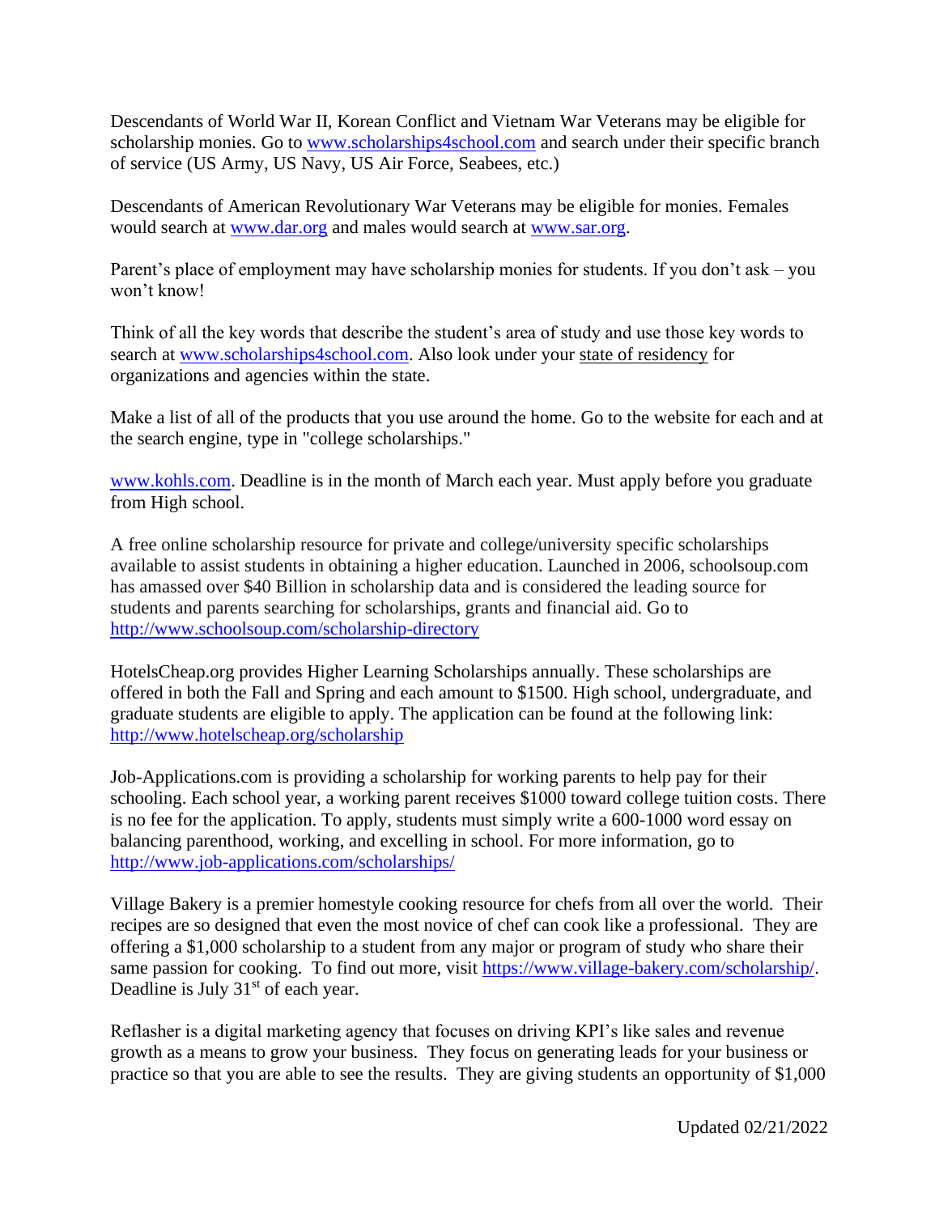Descendants of World War II, Korean Conflict and Vietnam War Veterans may be eligible for scholarship monies. Go to www.scholarships4school.com and search under their specific branch of service (US Army, US Navy, US Air Force, Seabees, etc.)

Descendants of American Revolutionary War Veterans may be eligible for monies. Females would search at www.dar.org and males would search at www.sar.org.

Parent's place of employment may have scholarship monies for students. If you don't ask – you won't know!

Think of all the key words that describe the student's area of study and use those key words to search at www.scholarships4school.com. Also look under your state of residency for organizations and agencies within the state.

Make a list of all of the products that you use around the home. Go to the website for each and at the search engine, type in "college scholarships."

www.kohls.com. Deadline is in the month of March each year. Must apply before you graduate from High school.

A free online scholarship resource for private and college/university specific scholarships available to assist students in obtaining a higher education. Launched in 2006, schoolsoup.com has amassed over $40 Billion in scholarship data and is considered the leading source for students and parents searching for scholarships, grants and financial aid. Go to http://www.schoolsoup.com/scholarship-directory

HotelsCheap.org provides Higher Learning Scholarships annually. These scholarships are offered in both the Fall and Spring and each amount to $1500. High school, undergraduate, and graduate students are eligible to apply. The application can be found at the following link: http://www.hotelscheap.org/scholarship

Job-Applications.com is providing a scholarship for working parents to help pay for their schooling. Each school year, a working parent receives $1000 toward college tuition costs. There is no fee for the application. To apply, students must simply write a 600-1000 word essay on balancing parenthood, working, and excelling in school. For more information, go to http://www.job-applications.com/scholarships/

Village Bakery is a premier homestyle cooking resource for chefs from all over the world. Their recipes are so designed that even the most novice of chef can cook like a professional. They are offering a $1,000 scholarship to a student from any major or program of study who share their same passion for cooking. To find out more, visit https://www.village-bakery.com/scholarship/. Deadline is July 31st of each year.

Reflasher is a digital marketing agency that focuses on driving KPI's like sales and revenue growth as a means to grow your business. They focus on generating leads for your business or practice so that you are able to see the results. They are giving students an opportunity of $1,000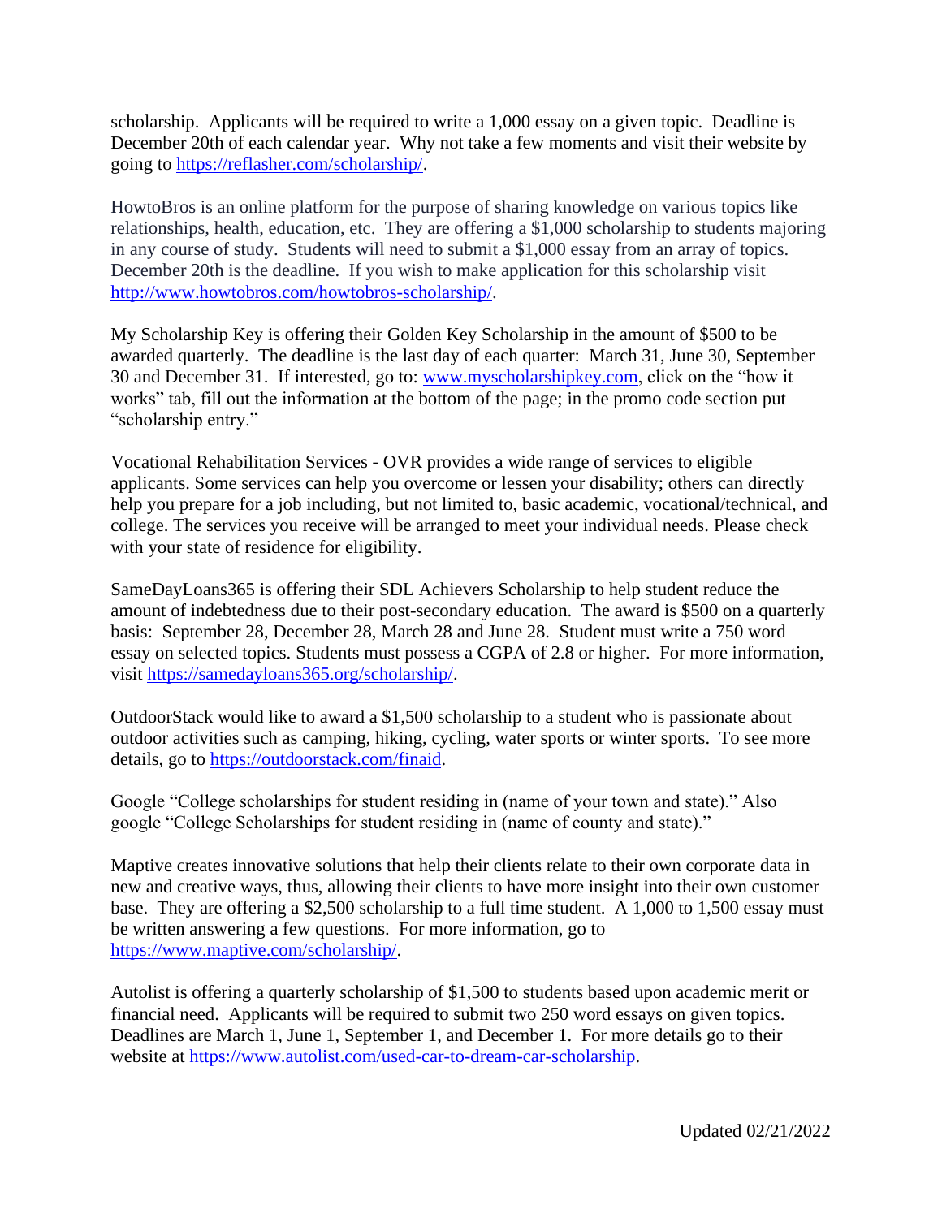scholarship. Applicants will be required to write a 1,000 essay on a given topic. Deadline is December 20th of each calendar year. Why not take a few moments and visit their website by going to https://reflasher.com/scholarship/.

HowtoBros is an online platform for the purpose of sharing knowledge on various topics like relationships, health, education, etc. They are offering a $1,000 scholarship to students majoring in any course of study. Students will need to submit a $1,000 essay from an array of topics. December 20th is the deadline. If you wish to make application for this scholarship visit http://www.howtobros.com/howtobros-scholarship/.

My Scholarship Key is offering their Golden Key Scholarship in the amount of $500 to be awarded quarterly. The deadline is the last day of each quarter: March 31, June 30, September 30 and December 31. If interested, go to: www.myscholarshipkey.com, click on the "how it works" tab, fill out the information at the bottom of the page; in the promo code section put "scholarship entry."

Vocational Rehabilitation Services - OVR provides a wide range of services to eligible applicants. Some services can help you overcome or lessen your disability; others can directly help you prepare for a job including, but not limited to, basic academic, vocational/technical, and college. The services you receive will be arranged to meet your individual needs. Please check with your state of residence for eligibility.

SameDayLoans365 is offering their SDL Achievers Scholarship to help student reduce the amount of indebtedness due to their post-secondary education. The award is $500 on a quarterly basis: September 28, December 28, March 28 and June 28. Student must write a 750 word essay on selected topics. Students must possess a CGPA of 2.8 or higher. For more information, visit https://samedayloans365.org/scholarship/.

OutdoorStack would like to award a $1,500 scholarship to a student who is passionate about outdoor activities such as camping, hiking, cycling, water sports or winter sports. To see more details, go to https://outdoorstack.com/finaid.

Google "College scholarships for student residing in (name of your town and state)." Also google "College Scholarships for student residing in (name of county and state)."

Maptive creates innovative solutions that help their clients relate to their own corporate data in new and creative ways, thus, allowing their clients to have more insight into their own customer base. They are offering a $2,500 scholarship to a full time student. A 1,000 to 1,500 essay must be written answering a few questions. For more information, go to https://www.maptive.com/scholarship/.

Autolist is offering a quarterly scholarship of $1,500 to students based upon academic merit or financial need. Applicants will be required to submit two 250 word essays on given topics. Deadlines are March 1, June 1, September 1, and December 1. For more details go to their website at https://www.autolist.com/used-car-to-dream-car-scholarship.

Updated 02/21/2022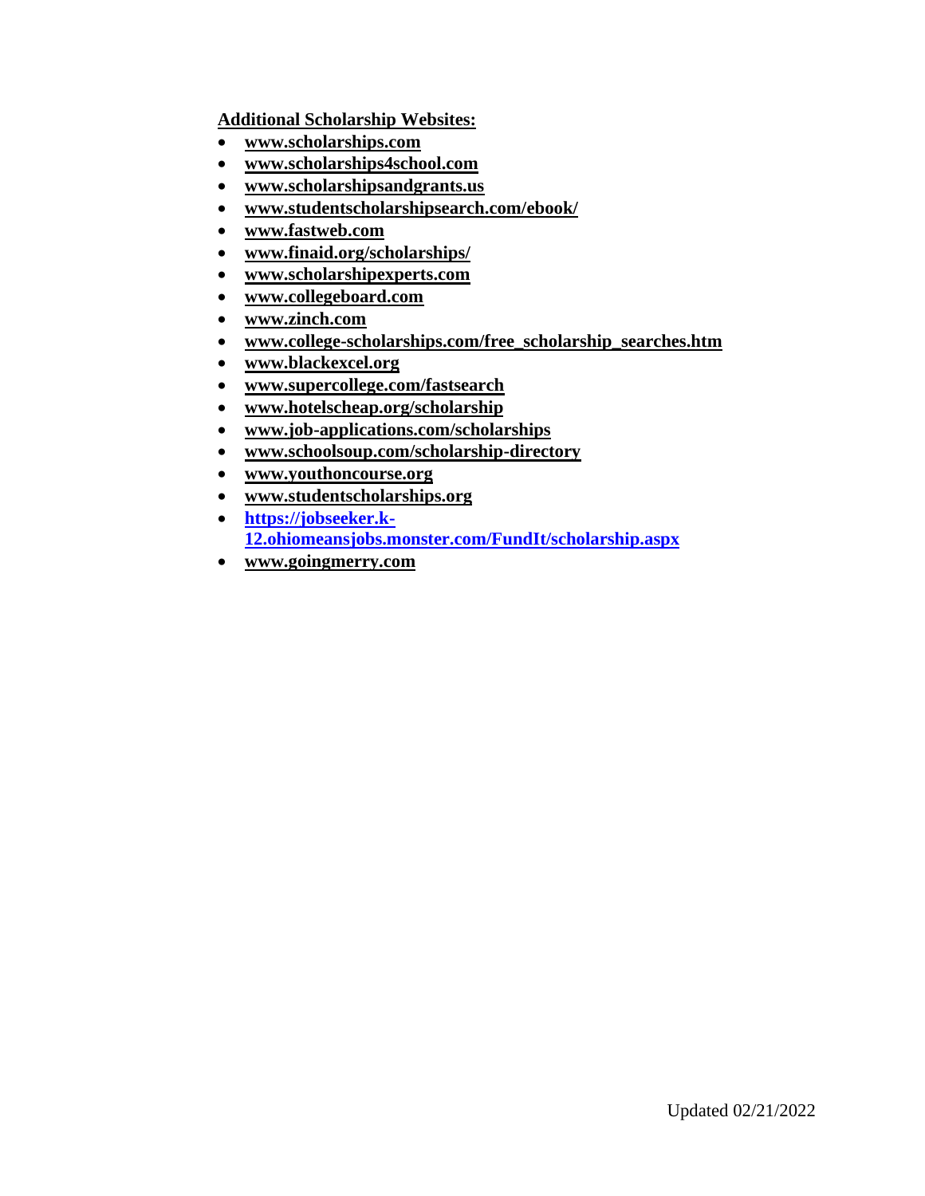**Additional Scholarship Websites:**

- **www.scholarships.com**
- **www.scholarships4school.com**
- **www.scholarshipsandgrants.us**
- **www.studentscholarshipsearch.com/ebook/**
- **www.fastweb.com**
- **www.finaid.org/scholarships/**
- **www.scholarshipexperts.com**
- **www.collegeboard.com**
- **www.zinch.com**
- **www.college-scholarships.com/free_scholarship_searches.htm**
- **www.blackexcel.org**
- **www.supercollege.com/fastsearch**
- **www.hotelscheap.org/scholarship**
- **www.job-applications.com/scholarships**
- **www.schoolsoup.com/scholarship-directory**
- **www.youthoncourse.org**
- **www.studentscholarships.org**
- **https://jobseeker.k-12.ohiomeansjobs.monster.com/FundIt/scholarship.aspx**
- **www.goingmerry.com**

Updated 02/21/2022